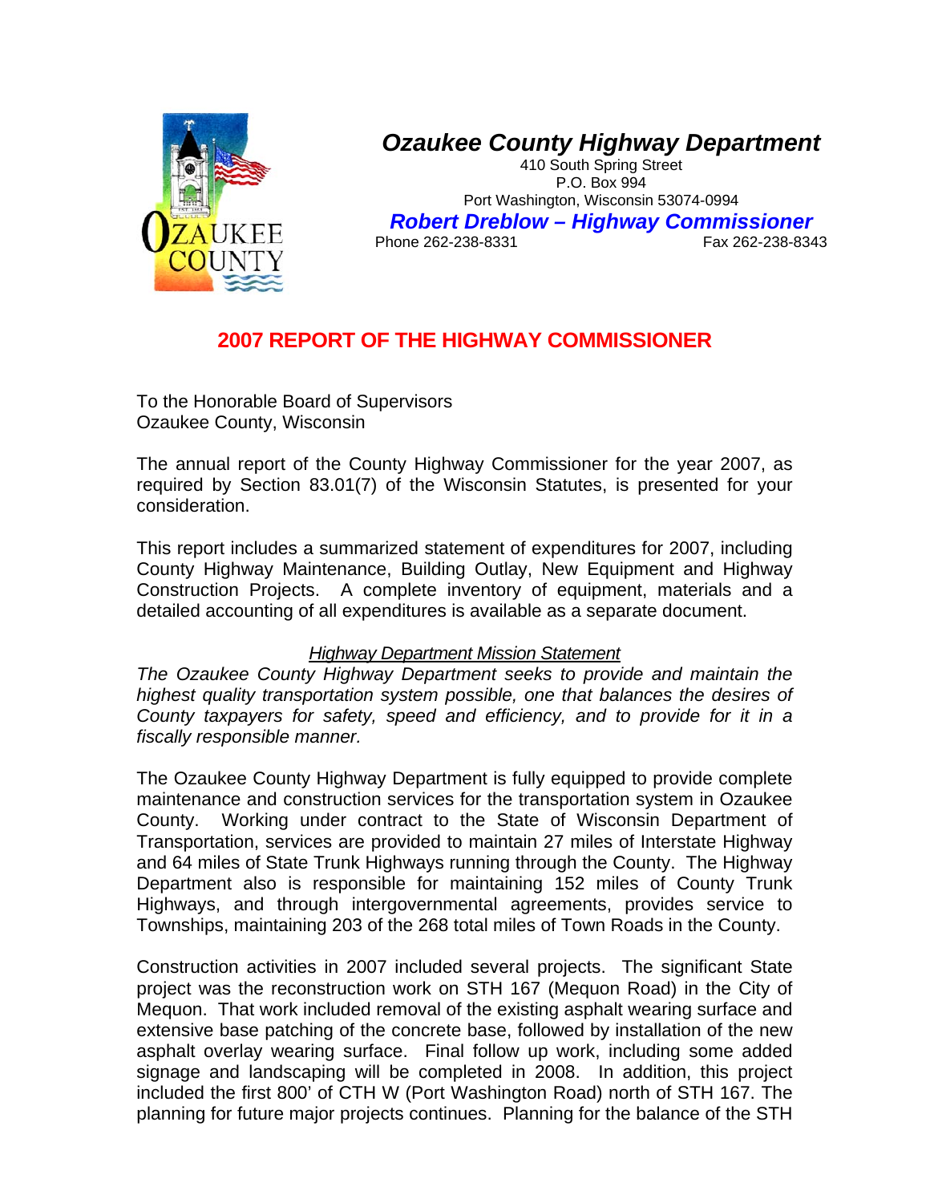# Ozaukee County Highway Department

410 South Spring Street
P.O. Box 994
Port Washington, Wisconsin 53074-0994

**Robert Dreblow – Highway Commissioner**

Phone 262-238-8331 Fax 262-238-8343

## 2007 REPORT OF THE HIGHWAY COMMISSIONER

To the Honorable Board of Supervisors
Ozaukee County, Wisconsin

The annual report of the County Highway Commissioner for the year 2007, as required by Section 83.01(7) of the Wisconsin Statutes, is presented for your consideration.

This report includes a summarized statement of expenditures for 2007, including County Highway Maintenance, Building Outlay, New Equipment and Highway Construction Projects. A complete inventory of equipment, materials and a detailed accounting of all expenditures is available as a separate document.

*Highway Department Mission Statement*

*The Ozaukee County Highway Department seeks to provide and maintain the highest quality transportation system possible, one that balances the desires of County taxpayers for safety, speed and efficiency, and to provide for it in a fiscally responsible manner.*

The Ozaukee County Highway Department is fully equipped to provide complete maintenance and construction services for the transportation system in Ozaukee County. Working under contract to the State of Wisconsin Department of Transportation, services are provided to maintain 27 miles of Interstate Highway and 64 miles of State Trunk Highways running through the County. The Highway Department also is responsible for maintaining 152 miles of County Trunk Highways, and through intergovernmental agreements, provides service to Townships, maintaining 203 of the 268 total miles of Town Roads in the County.

Construction activities in 2007 included several projects. The significant State project was the reconstruction work on STH 167 (Mequon Road) in the City of Mequon. That work included removal of the existing asphalt wearing surface and extensive base patching of the concrete base, followed by installation of the new asphalt overlay wearing surface. Final follow up work, including some added signage and landscaping will be completed in 2008. In addition, this project included the first 800' of CTH W (Port Washington Road) north of STH 167. The planning for future major projects continues. Planning for the balance of the STH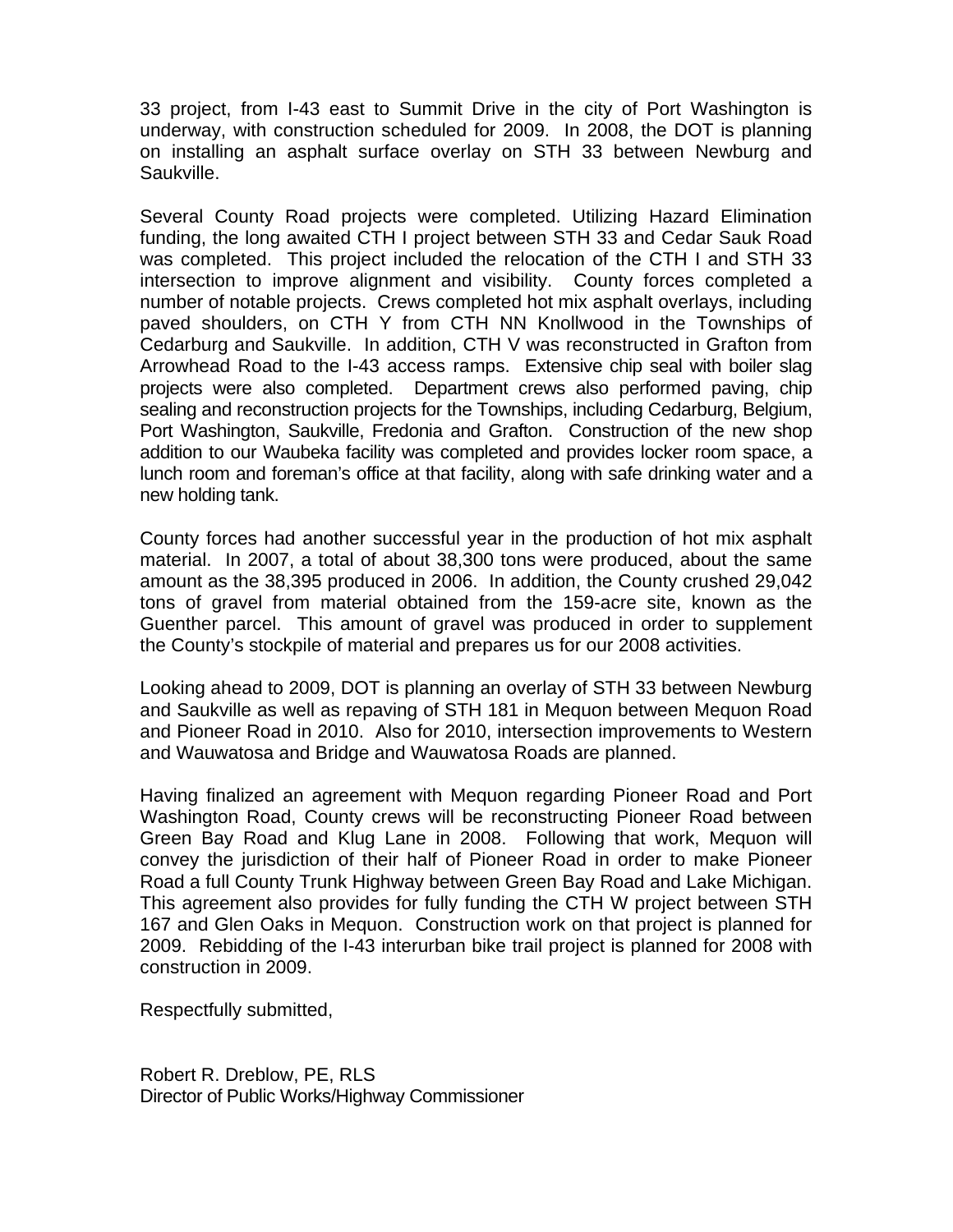33 project, from I-43 east to Summit Drive in the city of Port Washington is underway, with construction scheduled for 2009. In 2008, the DOT is planning on installing an asphalt surface overlay on STH 33 between Newburg and Saukville.

Several County Road projects were completed. Utilizing Hazard Elimination funding, the long awaited CTH I project between STH 33 and Cedar Sauk Road was completed. This project included the relocation of the CTH I and STH 33 intersection to improve alignment and visibility. County forces completed a number of notable projects. Crews completed hot mix asphalt overlays, including paved shoulders, on CTH Y from CTH NN Knollwood in the Townships of Cedarburg and Saukville. In addition, CTH V was reconstructed in Grafton from Arrowhead Road to the I-43 access ramps. Extensive chip seal with boiler slag projects were also completed. Department crews also performed paving, chip sealing and reconstruction projects for the Townships, including Cedarburg, Belgium, Port Washington, Saukville, Fredonia and Grafton. Construction of the new shop addition to our Waubeka facility was completed and provides locker room space, a lunch room and foreman's office at that facility, along with safe drinking water and a new holding tank.

County forces had another successful year in the production of hot mix asphalt material. In 2007, a total of about 38,300 tons were produced, about the same amount as the 38,395 produced in 2006. In addition, the County crushed 29,042 tons of gravel from material obtained from the 159-acre site, known as the Guenther parcel. This amount of gravel was produced in order to supplement the County's stockpile of material and prepares us for our 2008 activities.

Looking ahead to 2009, DOT is planning an overlay of STH 33 between Newburg and Saukville as well as repaving of STH 181 in Mequon between Mequon Road and Pioneer Road in 2010. Also for 2010, intersection improvements to Western and Wauwatosa and Bridge and Wauwatosa Roads are planned.

Having finalized an agreement with Mequon regarding Pioneer Road and Port Washington Road, County crews will be reconstructing Pioneer Road between Green Bay Road and Klug Lane in 2008. Following that work, Mequon will convey the jurisdiction of their half of Pioneer Road in order to make Pioneer Road a full County Trunk Highway between Green Bay Road and Lake Michigan. This agreement also provides for fully funding the CTH W project between STH 167 and Glen Oaks in Mequon. Construction work on that project is planned for 2009. Rebidding of the I-43 interurban bike trail project is planned for 2008 with construction in 2009.

Respectfully submitted,

Robert R. Dreblow, PE, RLS
Director of Public Works/Highway Commissioner